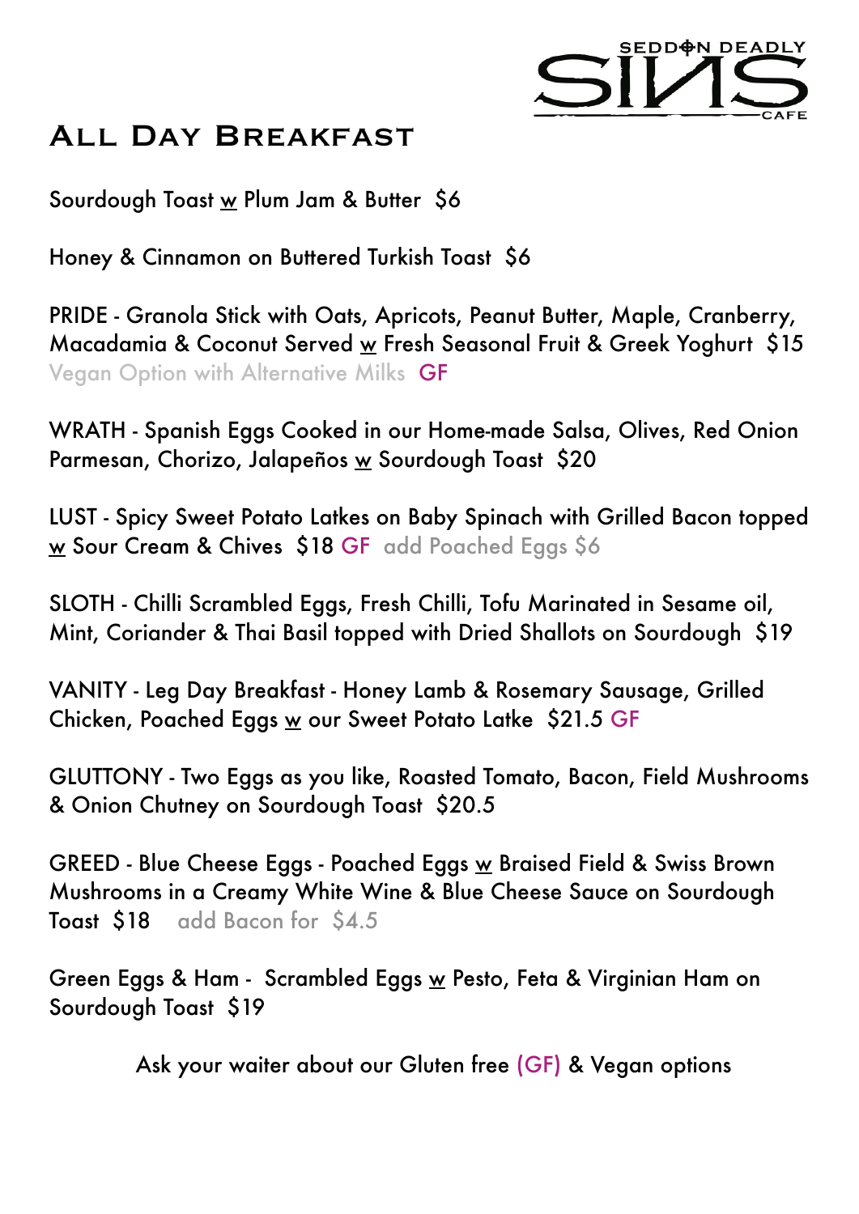SEDDON DEADLY SINS CAFE

# All Day Breakfast

Sourdough Toast w Plum Jam & Butter  $6

Honey & Cinnamon on Buttered Turkish Toast  $6

PRIDE - Granola Stick with Oats, Apricots, Peanut Butter, Maple, Cranberry, Macadamia & Coconut Served w Fresh Seasonal Fruit & Greek Yoghurt  $15
Vegan Option with Alternative Milks  GF

WRATH - Spanish Eggs Cooked in our Home-made Salsa, Olives, Red Onion Parmesan, Chorizo, Jalapeños w Sourdough Toast  $20

LUST - Spicy Sweet Potato Latkes on Baby Spinach with Grilled Bacon topped w Sour Cream & Chives  $18 GF  add Poached Eggs $6

SLOTH - Chilli Scrambled Eggs, Fresh Chilli, Tofu Marinated in Sesame oil, Mint, Coriander & Thai Basil topped with Dried Shallots on Sourdough  $19

VANITY - Leg Day Breakfast - Honey Lamb & Rosemary Sausage, Grilled Chicken, Poached Eggs w our Sweet Potato Latke  $21.5 GF

GLUTTONY - Two Eggs as you like, Roasted Tomato, Bacon, Field Mushrooms & Onion Chutney on Sourdough Toast  $20.5

GREED - Blue Cheese Eggs - Poached Eggs w Braised Field & Swiss Brown Mushrooms in a Creamy White Wine & Blue Cheese Sauce on Sourdough Toast  $18   add Bacon for  $4.5

Green Eggs & Ham -  Scrambled Eggs w Pesto, Feta & Virginian Ham on Sourdough Toast  $19

Ask your waiter about our Gluten free (GF) & Vegan options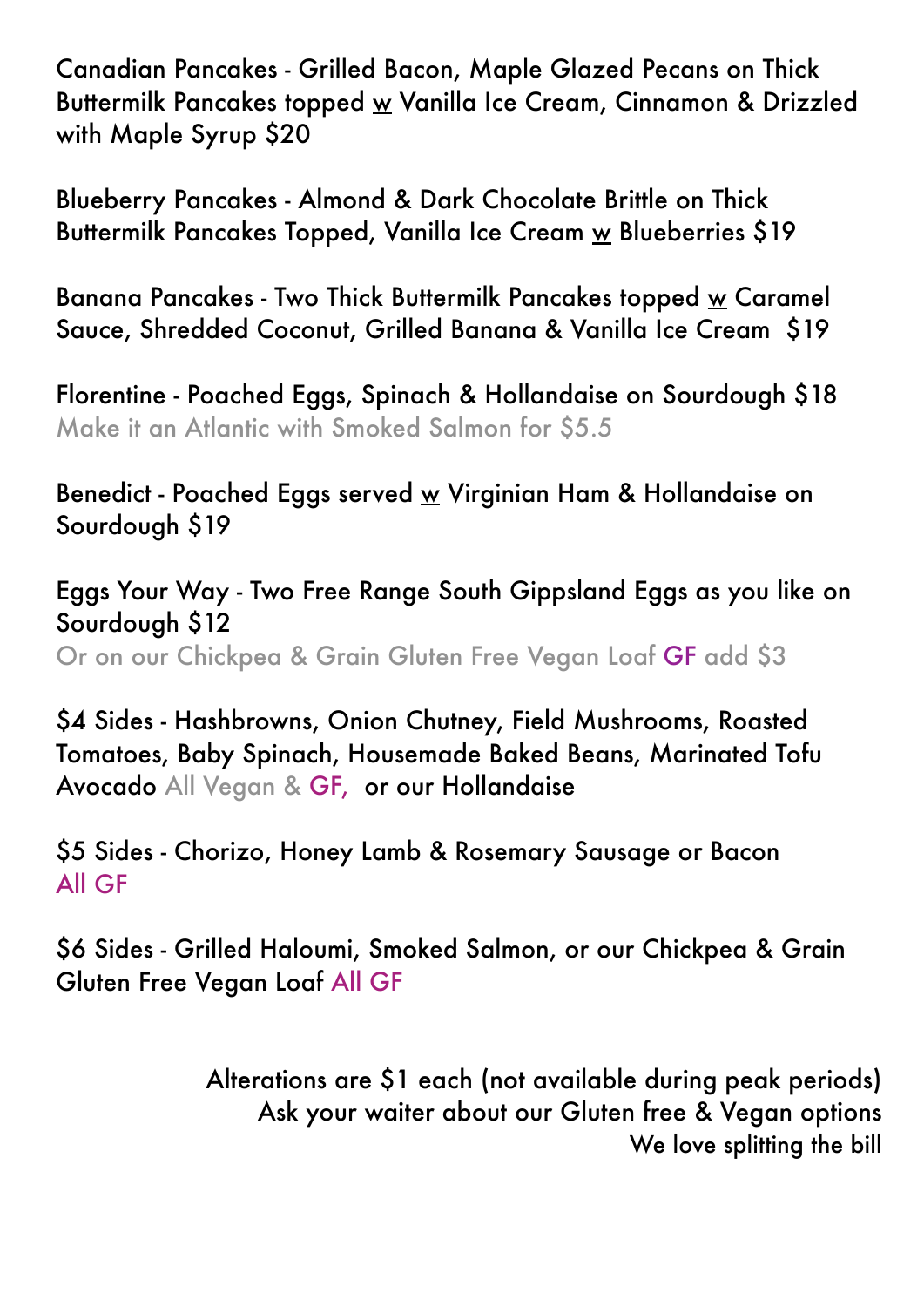Canadian Pancakes - Grilled Bacon, Maple Glazed Pecans on Thick Buttermilk Pancakes topped w Vanilla Ice Cream, Cinnamon & Drizzled with Maple Syrup $20

Blueberry Pancakes - Almond & Dark Chocolate Brittle on Thick Buttermilk Pancakes Topped, Vanilla Ice Cream w Blueberries $19

Banana Pancakes - Two Thick Buttermilk Pancakes topped w Caramel Sauce, Shredded Coconut, Grilled Banana & Vanilla Ice Cream $19

Florentine - Poached Eggs, Spinach & Hollandaise on Sourdough $18
Make it an Atlantic with Smoked Salmon for $5.5

Benedict - Poached Eggs served w Virginian Ham & Hollandaise on Sourdough $19

Eggs Your Way - Two Free Range South Gippsland Eggs as you like on Sourdough $12
Or on our Chickpea & Grain Gluten Free Vegan Loaf GF add $3

$4 Sides - Hashbrowns, Onion Chutney, Field Mushrooms, Roasted Tomatoes, Baby Spinach, Housemade Baked Beans, Marinated Tofu Avocado All Vegan & GF, or our Hollandaise

$5 Sides - Chorizo, Honey Lamb & Rosemary Sausage or Bacon
All GF

$6 Sides - Grilled Haloumi, Smoked Salmon, or our Chickpea & Grain Gluten Free Vegan Loaf All GF

Alterations are $1 each (not available during peak periods)
Ask your waiter about our Gluten free & Vegan options
We love splitting the bill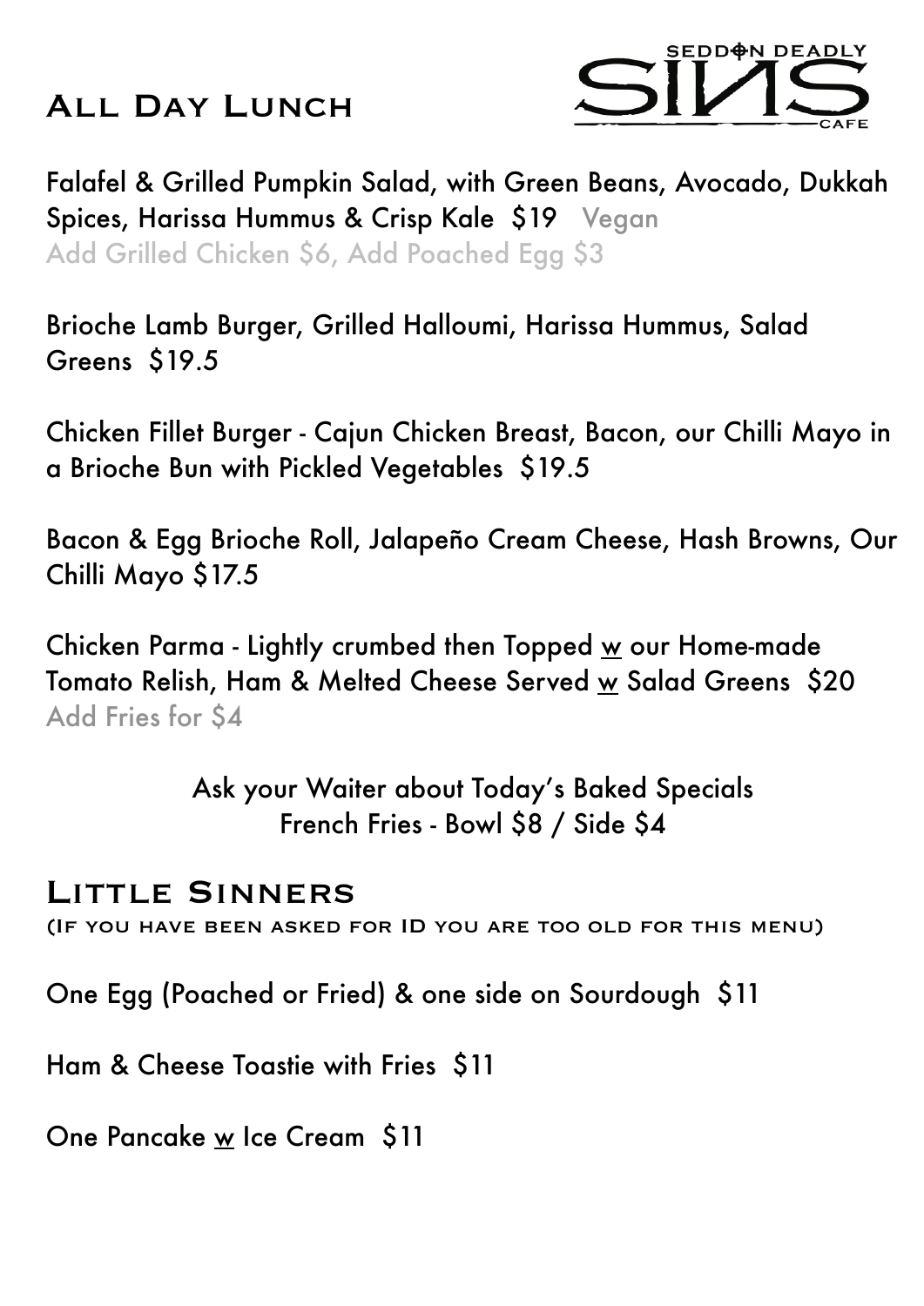# All Day Lunch

SEDDON DEADLY SINS CAFE

Falafel & Grilled Pumpkin Salad, with Green Beans, Avocado, Dukkah Spices, Harissa Hummus & Crisp Kale $19 Vegan
Add Grilled Chicken $6, Add Poached Egg $3

Brioche Lamb Burger, Grilled Halloumi, Harissa Hummus, Salad Greens $19.5

Chicken Fillet Burger - Cajun Chicken Breast, Bacon, our Chilli Mayo in a Brioche Bun with Pickled Vegetables $19.5

Bacon & Egg Brioche Roll, Jalapeño Cream Cheese, Hash Browns, Our Chilli Mayo $17.5

Chicken Parma - Lightly crumbed then Topped w our Home-made Tomato Relish, Ham & Melted Cheese Served w Salad Greens $20
Add Fries for $4

Ask your Waiter about Today's Baked Specials
French Fries - Bowl $8 / Side $4

# Little Sinners

(If you have been asked for ID you are too old for this menu)

One Egg (Poached or Fried) & one side on Sourdough $11

Ham & Cheese Toastie with Fries $11

One Pancake w Ice Cream $11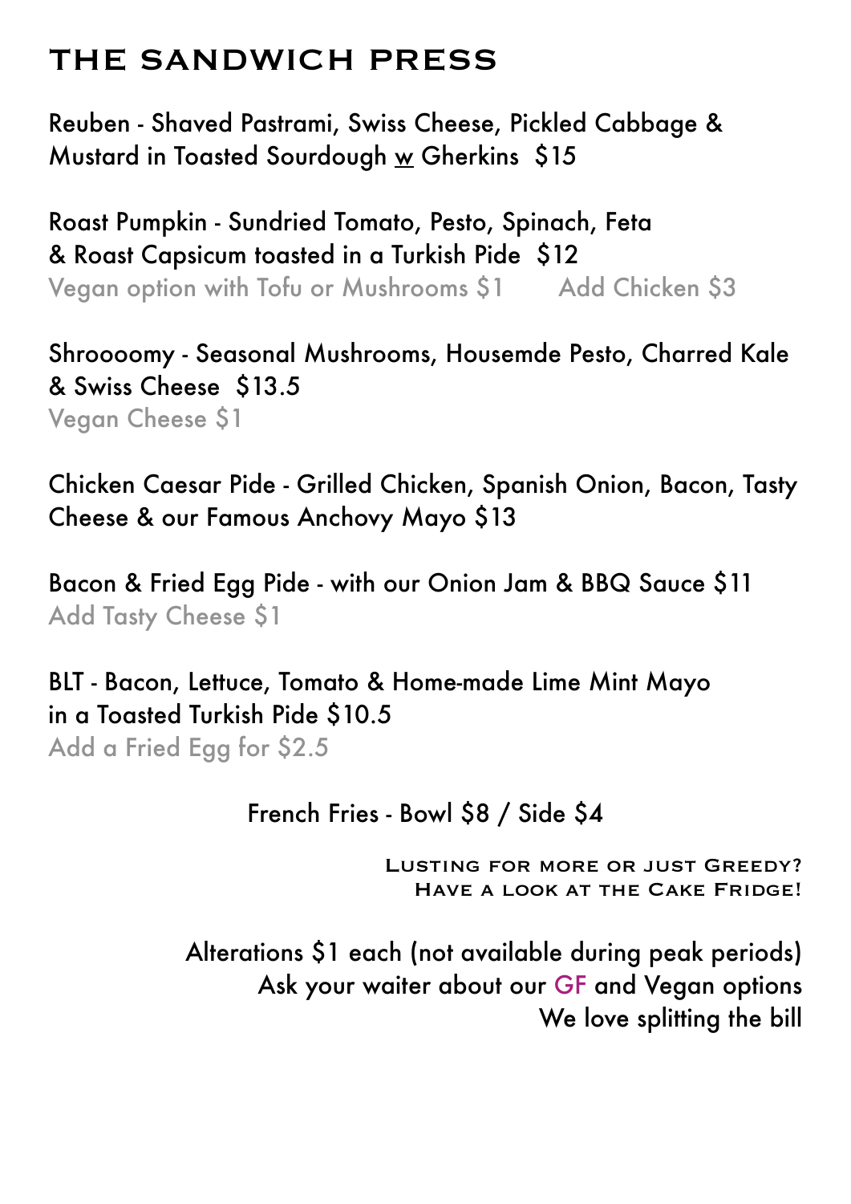# THE SANDWICH PRESS

Reuben - Shaved Pastrami, Swiss Cheese, Pickled Cabbage & Mustard in Toasted Sourdough w Gherkins $15

Roast Pumpkin - Sundried Tomato, Pesto, Spinach, Feta & Roast Capsicum toasted in a Turkish Pide $12
Vegan option with Tofu or Mushrooms $1 Add Chicken $3

Shroooomy - Seasonal Mushrooms, Housemde Pesto, Charred Kale & Swiss Cheese $13.5
Vegan Cheese $1

Chicken Caesar Pide - Grilled Chicken, Spanish Onion, Bacon, Tasty Cheese & our Famous Anchovy Mayo $13

Bacon & Fried Egg Pide - with our Onion Jam & BBQ Sauce $11
Add Tasty Cheese $1

BLT - Bacon, Lettuce, Tomato & Home-made Lime Mint Mayo in a Toasted Turkish Pide $10.5
Add a Fried Egg for $2.5

French Fries - Bowl $8 / Side $4

LUSTING FOR MORE OR JUST GREEDY?
HAVE A LOOK AT THE CAKE FRIDGE!

Alterations $1 each (not available during peak periods)
Ask your waiter about our GF and Vegan options
We love splitting the bill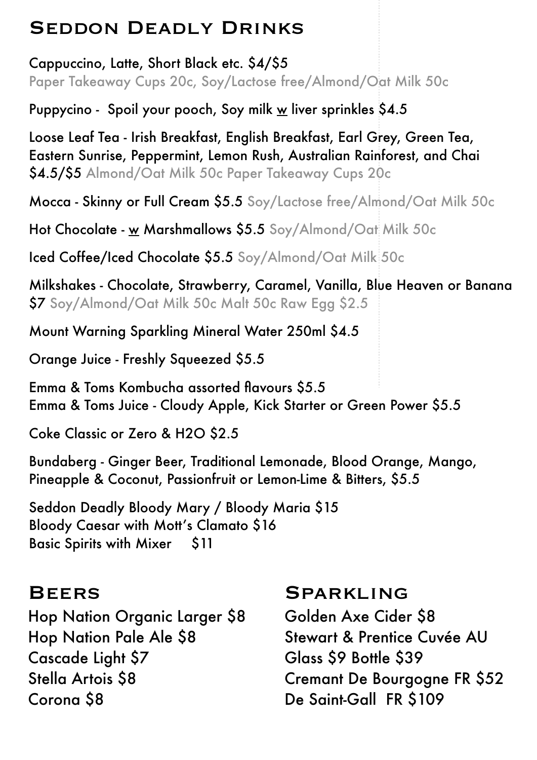# Seddon Deadly Drinks

Cappuccino, Latte, Short Black etc. $4/$5
Paper Takeaway Cups 20c, Soy/Lactose free/Almond/Oat Milk 50c

Puppycino - Spoil your pooch, Soy milk w liver sprinkles $4.5

Loose Leaf Tea - Irish Breakfast, English Breakfast, Earl Grey, Green Tea, Eastern Sunrise, Peppermint, Lemon Rush, Australian Rainforest, and Chai $4.5/$5 Almond/Oat Milk 50c Paper Takeaway Cups 20c

Mocca - Skinny or Full Cream $5.5 Soy/Lactose free/Almond/Oat Milk 50c

Hot Chocolate - w Marshmallows $5.5 Soy/Almond/Oat Milk 50c

Iced Coffee/Iced Chocolate $5.5 Soy/Almond/Oat Milk 50c

Milkshakes - Chocolate, Strawberry, Caramel, Vanilla, Blue Heaven or Banana $7 Soy/Almond/Oat Milk 50c Malt 50c Raw Egg $2.5

Mount Warning Sparkling Mineral Water 250ml $4.5

Orange Juice - Freshly Squeezed $5.5

Emma & Toms Kombucha assorted flavours $5.5
Emma & Toms Juice - Cloudy Apple, Kick Starter or Green Power $5.5

Coke Classic or Zero & H2O $2.5

Bundaberg - Ginger Beer, Traditional Lemonade, Blood Orange, Mango, Pineapple & Coconut, Passionfruit or Lemon-Lime & Bitters, $5.5

Seddon Deadly Bloody Mary / Bloody Maria $15
Bloody Caesar with Mott's Clamato $16
Basic Spirits with Mixer $11

# Beers

Hop Nation Organic Larger $8
Hop Nation Pale Ale $8
Cascade Light $7
Stella Artois $8
Corona $8

# Sparkling

Golden Axe Cider $8
Stewart & Prentice Cuvée AU
Glass $9 Bottle $39
Cremant De Bourgogne FR $52
De Saint-Gall FR $109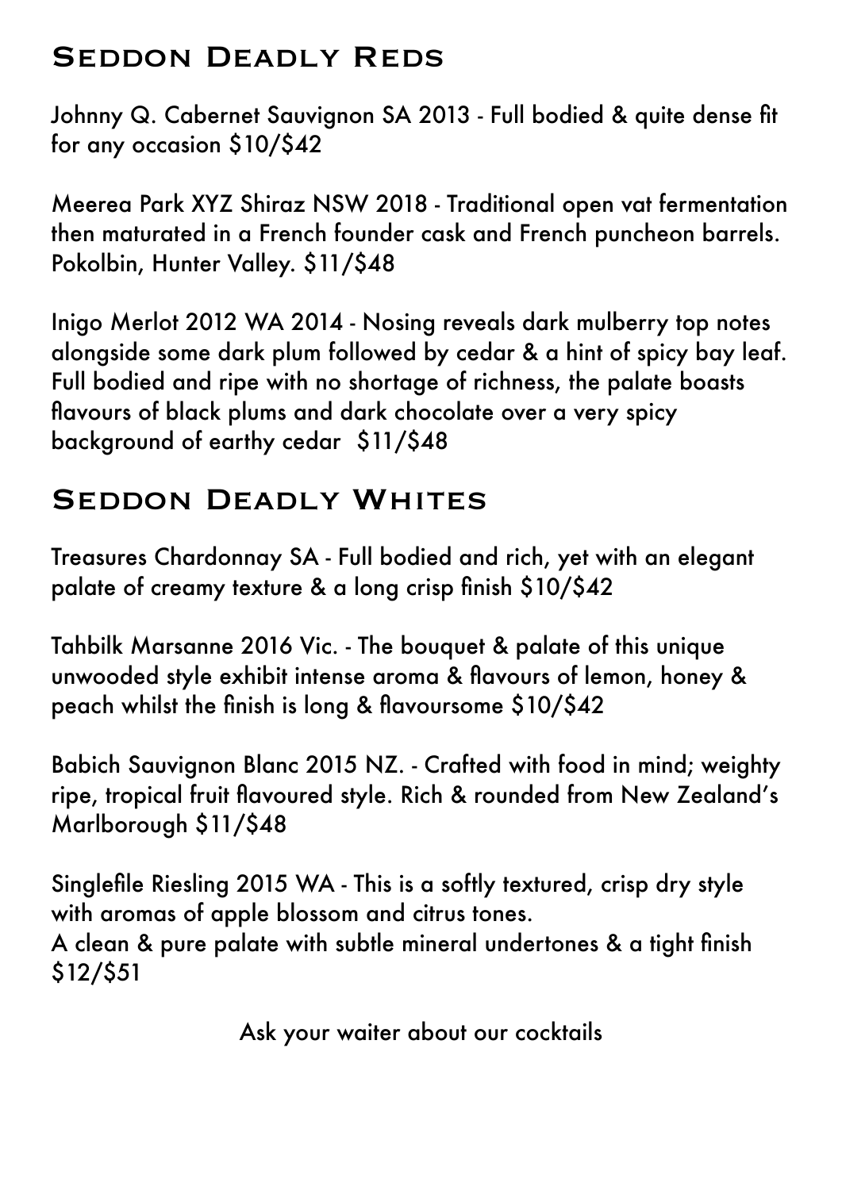## Seddon Deadly Reds

Johnny Q. Cabernet Sauvignon SA 2013 - Full bodied & quite dense fit for any occasion $10/$42

Meerea Park XYZ Shiraz NSW 2018 - Traditional open vat fermentation then maturated in a French founder cask and French puncheon barrels. Pokolbin, Hunter Valley. $11/$48

Inigo Merlot 2012 WA 2014 - Nosing reveals dark mulberry top notes alongside some dark plum followed by cedar & a hint of spicy bay leaf. Full bodied and ripe with no shortage of richness, the palate boasts flavours of black plums and dark chocolate over a very spicy background of earthy cedar  $11/$48

## Seddon Deadly Whites

Treasures Chardonnay SA - Full bodied and rich, yet with an elegant palate of creamy texture & a long crisp finish $10/$42

Tahbilk Marsanne 2016 Vic. - The bouquet & palate of this unique unwooded style exhibit intense aroma & flavours of lemon, honey & peach whilst the finish is long & flavoursome $10/$42

Babich Sauvignon Blanc 2015 NZ. - Crafted with food in mind; weighty ripe, tropical fruit flavoured style. Rich & rounded from New Zealand's Marlborough $11/$48

Singlefile Riesling 2015 WA - This is a softly textured, crisp dry style with aromas of apple blossom and citrus tones.
A clean & pure palate with subtle mineral undertones & a tight finish $12/$51

Ask your waiter about our cocktails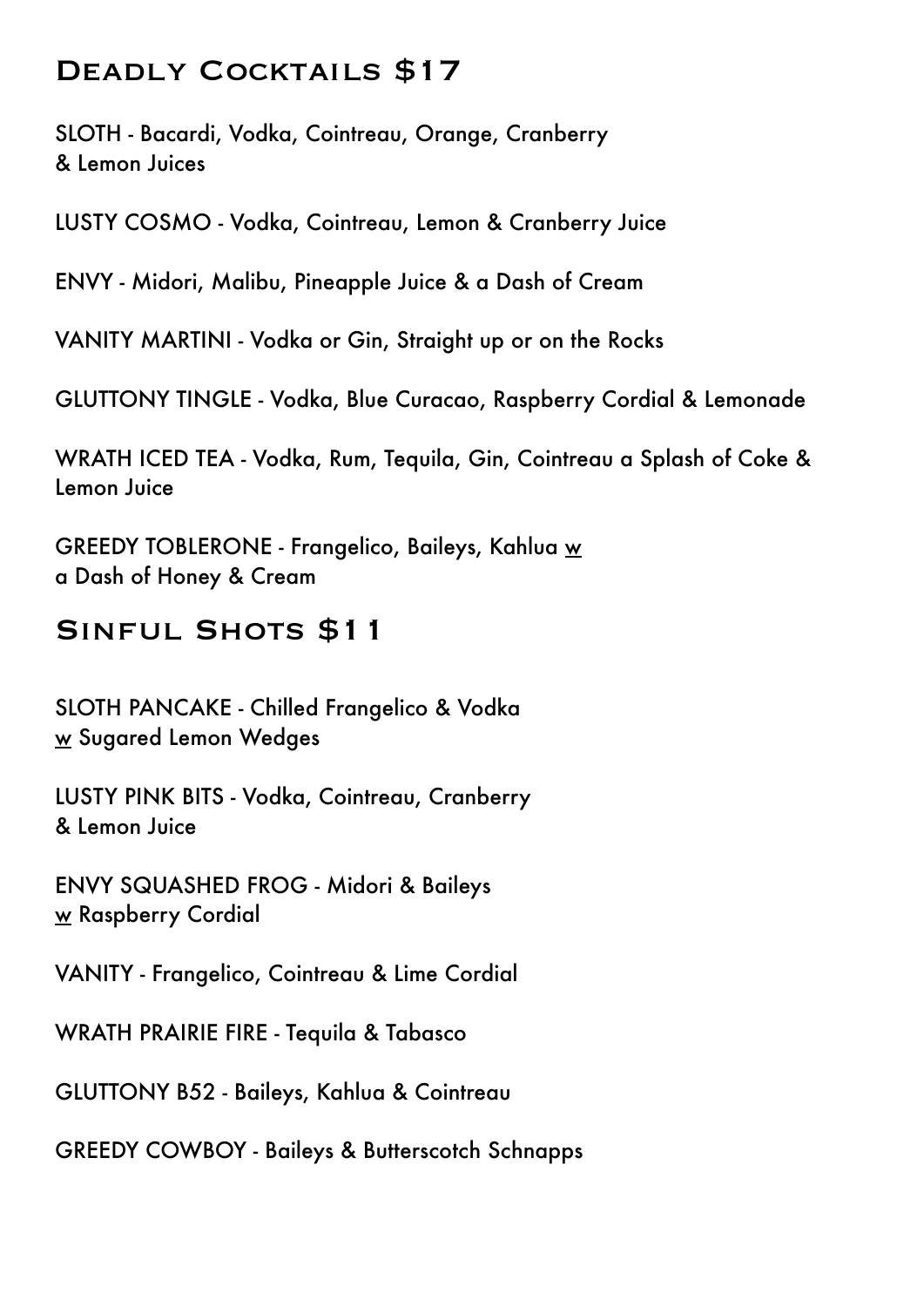## Deadly Cocktails $17

SLOTH - Bacardi, Vodka, Cointreau, Orange, Cranberry & Lemon Juices

LUSTY COSMO - Vodka, Cointreau, Lemon & Cranberry Juice

ENVY - Midori, Malibu, Pineapple Juice & a Dash of Cream

VANITY MARTINI - Vodka or Gin, Straight up or on the Rocks

GLUTTONY TINGLE - Vodka, Blue Curacao, Raspberry Cordial & Lemonade

WRATH ICED TEA - Vodka, Rum, Tequila, Gin, Cointreau a Splash of Coke & Lemon Juice

GREEDY TOBLERONE - Frangelico, Baileys, Kahlua w a Dash of Honey & Cream

## Sinful Shots $11

SLOTH PANCAKE - Chilled Frangelico & Vodka w Sugared Lemon Wedges

LUSTY PINK BITS - Vodka, Cointreau, Cranberry & Lemon Juice

ENVY SQUASHED FROG - Midori & Baileys w Raspberry Cordial

VANITY - Frangelico, Cointreau & Lime Cordial

WRATH PRAIRIE FIRE - Tequila & Tabasco

GLUTTONY B52 - Baileys, Kahlua & Cointreau

GREEDY COWBOY - Baileys & Butterscotch Schnapps